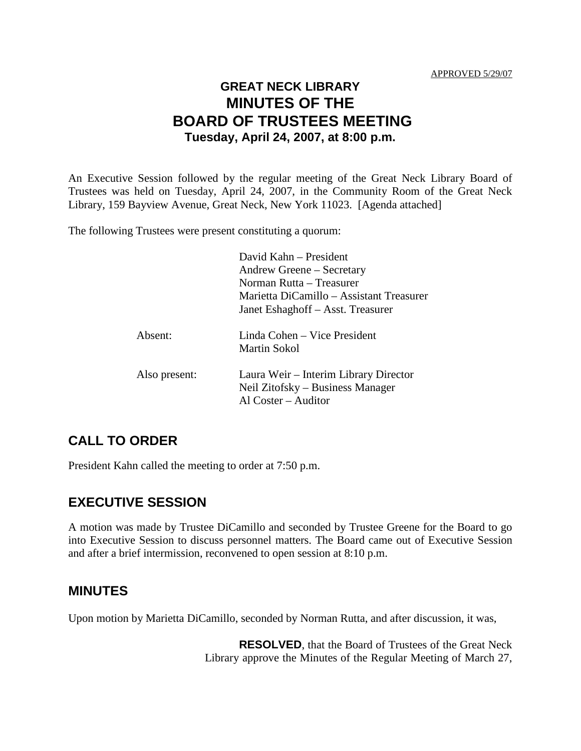APPROVED 5/29/07

# GREAT NECK LIBRARY
# MINUTES OF THE
# BOARD OF TRUSTEES MEETING
### Tuesday, April 24, 2007, at 8:00 p.m.

An Executive Session followed by the regular meeting of the Great Neck Library Board of Trustees was held on Tuesday, April 24, 2007, in the Community Room of the Great Neck Library, 159 Bayview Avenue, Great Neck, New York 11023. [Agenda attached]

The following Trustees were present constituting a quorum:

David Kahn – President
Andrew Greene – Secretary
Norman Rutta – Treasurer
Marietta DiCamillo – Assistant Treasurer
Janet Eshaghoff – Asst. Treasurer

Absent:
Linda Cohen – Vice President
Martin Sokol

Also present:
Laura Weir – Interim Library Director
Neil Zitofsky – Business Manager
Al Coster – Auditor

## CALL TO ORDER

President Kahn called the meeting to order at 7:50 p.m.

## EXECUTIVE SESSION

A motion was made by Trustee DiCamillo and seconded by Trustee Greene for the Board to go into Executive Session to discuss personnel matters. The Board came out of Executive Session and after a brief intermission, reconvened to open session at 8:10 p.m.

## MINUTES

Upon motion by Marietta DiCamillo, seconded by Norman Rutta, and after discussion, it was,

**RESOLVED**, that the Board of Trustees of the Great Neck Library approve the Minutes of the Regular Meeting of March 27,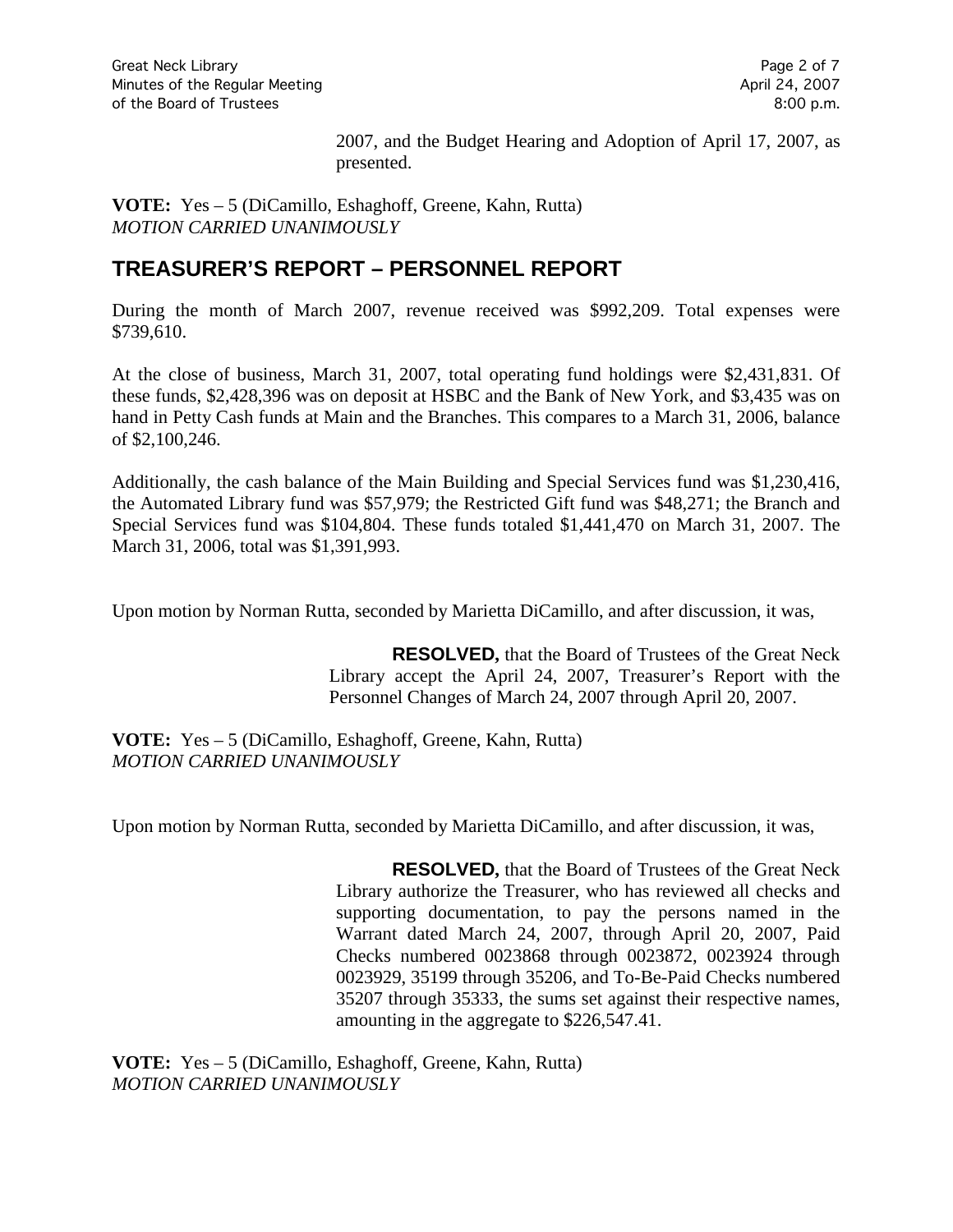2007, and the Budget Hearing and Adoption of April 17, 2007, as presented.

**VOTE:** Yes – 5 (DiCamillo, Eshaghoff, Greene, Kahn, Rutta)
*MOTION CARRIED UNANIMOUSLY*

## TREASURER'S REPORT – PERSONNEL REPORT

During the month of March 2007, revenue received was $992,209. Total expenses were $739,610.

At the close of business, March 31, 2007, total operating fund holdings were $2,431,831. Of these funds, $2,428,396 was on deposit at HSBC and the Bank of New York, and $3,435 was on hand in Petty Cash funds at Main and the Branches. This compares to a March 31, 2006, balance of $2,100,246.

Additionally, the cash balance of the Main Building and Special Services fund was $1,230,416, the Automated Library fund was $57,979; the Restricted Gift fund was $48,271; the Branch and Special Services fund was $104,804. These funds totaled $1,441,470 on March 31, 2007. The March 31, 2006, total was $1,391,993.

Upon motion by Norman Rutta, seconded by Marietta DiCamillo, and after discussion, it was,

> **RESOLVED,** that the Board of Trustees of the Great Neck Library accept the April 24, 2007, Treasurer's Report with the Personnel Changes of March 24, 2007 through April 20, 2007.

**VOTE:** Yes – 5 (DiCamillo, Eshaghoff, Greene, Kahn, Rutta)
*MOTION CARRIED UNANIMOUSLY*

Upon motion by Norman Rutta, seconded by Marietta DiCamillo, and after discussion, it was,

> **RESOLVED,** that the Board of Trustees of the Great Neck Library authorize the Treasurer, who has reviewed all checks and supporting documentation, to pay the persons named in the Warrant dated March 24, 2007, through April 20, 2007, Paid Checks numbered 0023868 through 0023872, 0023924 through 0023929, 35199 through 35206, and To-Be-Paid Checks numbered 35207 through 35333, the sums set against their respective names, amounting in the aggregate to $226,547.41.

**VOTE:** Yes – 5 (DiCamillo, Eshaghoff, Greene, Kahn, Rutta)
*MOTION CARRIED UNANIMOUSLY*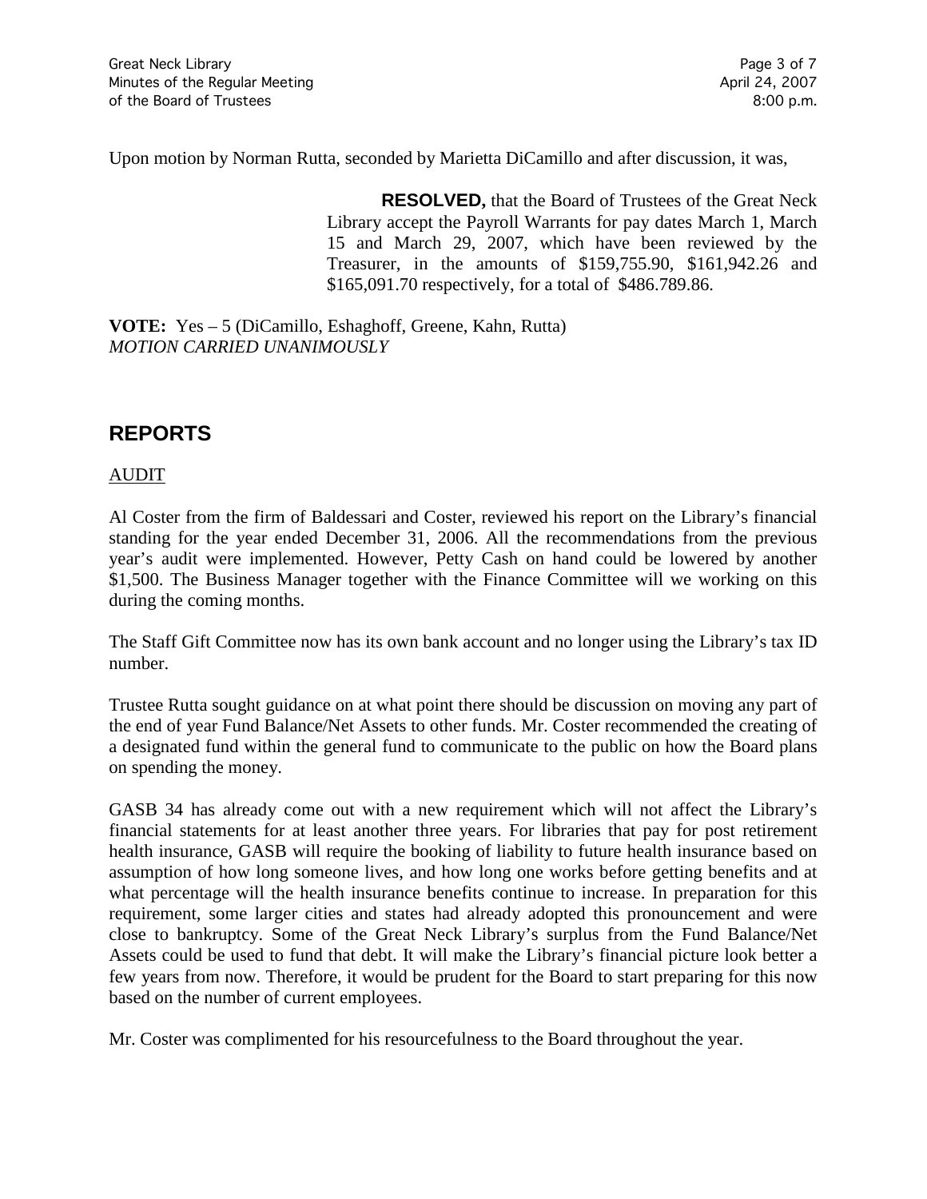Upon motion by Norman Rutta, seconded by Marietta DiCamillo and after discussion, it was,

> **RESOLVED,** that the Board of Trustees of the Great Neck Library accept the Payroll Warrants for pay dates March 1, March 15 and March 29, 2007, which have been reviewed by the Treasurer, in the amounts of $159,755.90, $161,942.26 and $165,091.70 respectively, for a total of $486.789.86.

**VOTE:** Yes – 5 (DiCamillo, Eshaghoff, Greene, Kahn, Rutta)
*MOTION CARRIED UNANIMOUSLY*

## REPORTS

AUDIT

Al Coster from the firm of Baldessari and Coster, reviewed his report on the Library's financial standing for the year ended December 31, 2006. All the recommendations from the previous year's audit were implemented. However, Petty Cash on hand could be lowered by another $1,500. The Business Manager together with the Finance Committee will we working on this during the coming months.

The Staff Gift Committee now has its own bank account and no longer using the Library's tax ID number.

Trustee Rutta sought guidance on at what point there should be discussion on moving any part of the end of year Fund Balance/Net Assets to other funds. Mr. Coster recommended the creating of a designated fund within the general fund to communicate to the public on how the Board plans on spending the money.

GASB 34 has already come out with a new requirement which will not affect the Library's financial statements for at least another three years. For libraries that pay for post retirement health insurance, GASB will require the booking of liability to future health insurance based on assumption of how long someone lives, and how long one works before getting benefits and at what percentage will the health insurance benefits continue to increase. In preparation for this requirement, some larger cities and states had already adopted this pronouncement and were close to bankruptcy. Some of the Great Neck Library's surplus from the Fund Balance/Net Assets could be used to fund that debt. It will make the Library's financial picture look better a few years from now. Therefore, it would be prudent for the Board to start preparing for this now based on the number of current employees.

Mr. Coster was complimented for his resourcefulness to the Board throughout the year.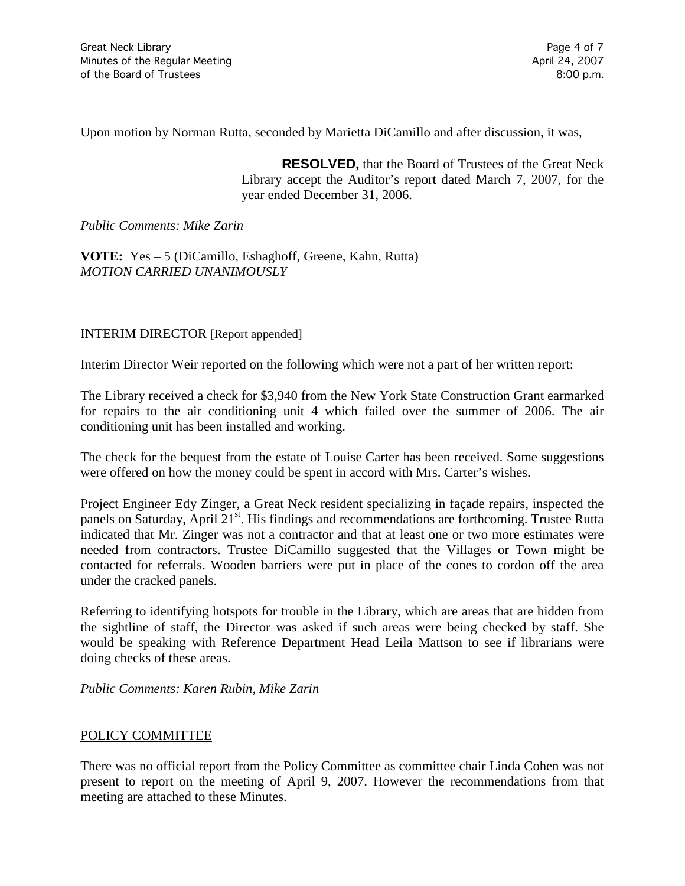Upon motion by Norman Rutta, seconded by Marietta DiCamillo and after discussion, it was,

> **RESOLVED,** that the Board of Trustees of the Great Neck Library accept the Auditor's report dated March 7, 2007, for the year ended December 31, 2006.

*Public Comments: Mike Zarin*

**VOTE:** Yes – 5 (DiCamillo, Eshaghoff, Greene, Kahn, Rutta)
*MOTION CARRIED UNANIMOUSLY*

INTERIM DIRECTOR [Report appended]

Interim Director Weir reported on the following which were not a part of her written report:

The Library received a check for $3,940 from the New York State Construction Grant earmarked for repairs to the air conditioning unit 4 which failed over the summer of 2006. The air conditioning unit has been installed and working.

The check for the bequest from the estate of Louise Carter has been received. Some suggestions were offered on how the money could be spent in accord with Mrs. Carter's wishes.

Project Engineer Edy Zinger, a Great Neck resident specializing in façade repairs, inspected the panels on Saturday, April 21st. His findings and recommendations are forthcoming. Trustee Rutta indicated that Mr. Zinger was not a contractor and that at least one or two more estimates were needed from contractors. Trustee DiCamillo suggested that the Villages or Town might be contacted for referrals. Wooden barriers were put in place of the cones to cordon off the area under the cracked panels.

Referring to identifying hotspots for trouble in the Library, which are areas that are hidden from the sightline of staff, the Director was asked if such areas were being checked by staff. She would be speaking with Reference Department Head Leila Mattson to see if librarians were doing checks of these areas.

*Public Comments: Karen Rubin, Mike Zarin*

POLICY COMMITTEE

There was no official report from the Policy Committee as committee chair Linda Cohen was not present to report on the meeting of April 9, 2007. However the recommendations from that meeting are attached to these Minutes.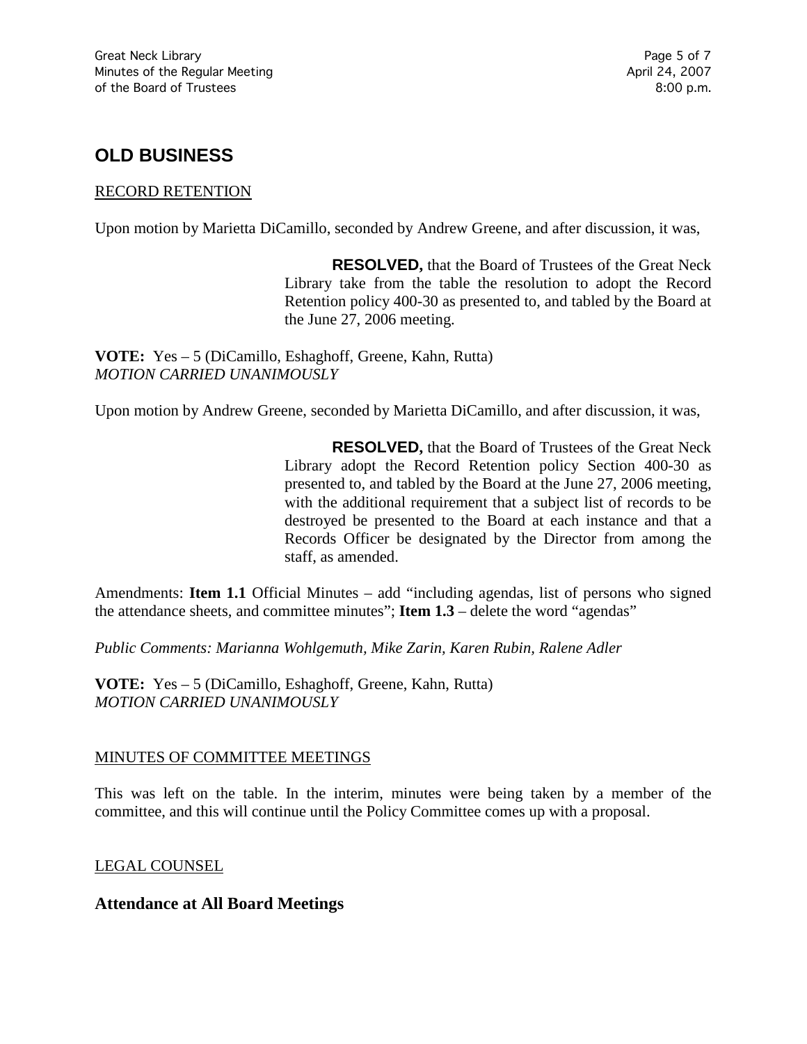## OLD BUSINESS

RECORD RETENTION

Upon motion by Marietta DiCamillo, seconded by Andrew Greene, and after discussion, it was,

> **RESOLVED,** that the Board of Trustees of the Great Neck Library take from the table the resolution to adopt the Record Retention policy 400-30 as presented to, and tabled by the Board at the June 27, 2006 meeting.

**VOTE:** Yes – 5 (DiCamillo, Eshaghoff, Greene, Kahn, Rutta)
*MOTION CARRIED UNANIMOUSLY*

Upon motion by Andrew Greene, seconded by Marietta DiCamillo, and after discussion, it was,

> **RESOLVED,** that the Board of Trustees of the Great Neck Library adopt the Record Retention policy Section 400-30 as presented to, and tabled by the Board at the June 27, 2006 meeting, with the additional requirement that a subject list of records to be destroyed be presented to the Board at each instance and that a Records Officer be designated by the Director from among the staff, as amended.

Amendments: **Item 1.1** Official Minutes – add "including agendas, list of persons who signed the attendance sheets, and committee minutes"; **Item 1.3** – delete the word "agendas"

*Public Comments: Marianna Wohlgemuth, Mike Zarin, Karen Rubin, Ralene Adler*

**VOTE:** Yes – 5 (DiCamillo, Eshaghoff, Greene, Kahn, Rutta)
*MOTION CARRIED UNANIMOUSLY*

MINUTES OF COMMITTEE MEETINGS

This was left on the table. In the interim, minutes were being taken by a member of the committee, and this will continue until the Policy Committee comes up with a proposal.

LEGAL COUNSEL

### Attendance at All Board Meetings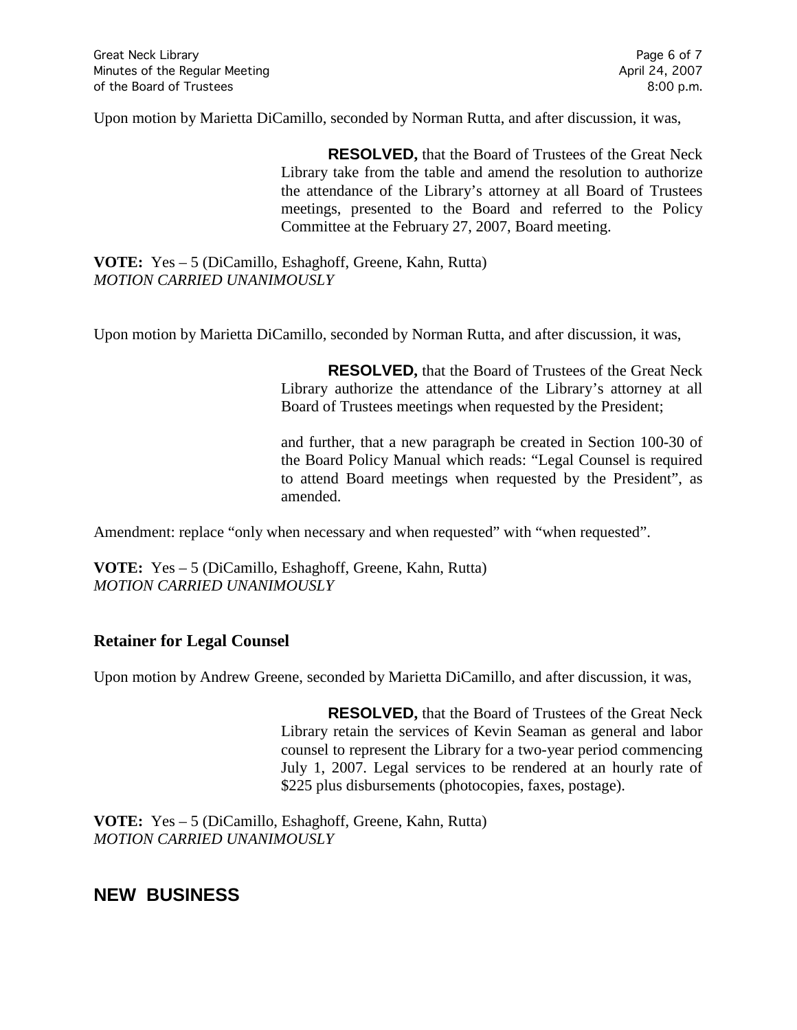Upon motion by Marietta DiCamillo, seconded by Norman Rutta, and after discussion, it was,

> **RESOLVED,** that the Board of Trustees of the Great Neck Library take from the table and amend the resolution to authorize the attendance of the Library's attorney at all Board of Trustees meetings, presented to the Board and referred to the Policy Committee at the February 27, 2007, Board meeting.

**VOTE:** Yes – 5 (DiCamillo, Eshaghoff, Greene, Kahn, Rutta)
*MOTION CARRIED UNANIMOUSLY*

Upon motion by Marietta DiCamillo, seconded by Norman Rutta, and after discussion, it was,

> **RESOLVED,** that the Board of Trustees of the Great Neck Library authorize the attendance of the Library's attorney at all Board of Trustees meetings when requested by the President;
>
> and further, that a new paragraph be created in Section 100-30 of the Board Policy Manual which reads: "Legal Counsel is required to attend Board meetings when requested by the President", as amended.

Amendment: replace "only when necessary and when requested" with "when requested".

**VOTE:** Yes – 5 (DiCamillo, Eshaghoff, Greene, Kahn, Rutta)
*MOTION CARRIED UNANIMOUSLY*

### Retainer for Legal Counsel

Upon motion by Andrew Greene, seconded by Marietta DiCamillo, and after discussion, it was,

> **RESOLVED,** that the Board of Trustees of the Great Neck Library retain the services of Kevin Seaman as general and labor counsel to represent the Library for a two-year period commencing July 1, 2007. Legal services to be rendered at an hourly rate of $225 plus disbursements (photocopies, faxes, postage).

**VOTE:** Yes – 5 (DiCamillo, Eshaghoff, Greene, Kahn, Rutta)
*MOTION CARRIED UNANIMOUSLY*

## NEW BUSINESS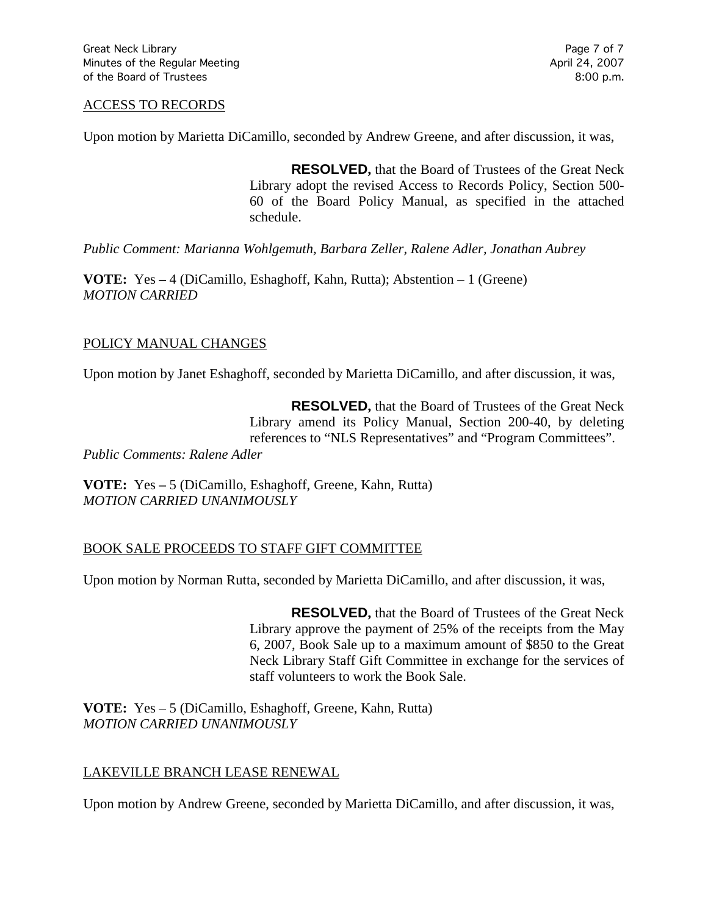ACCESS TO RECORDS

Upon motion by Marietta DiCamillo, seconded by Andrew Greene, and after discussion, it was,

> **RESOLVED,** that the Board of Trustees of the Great Neck Library adopt the revised Access to Records Policy, Section 500-60 of the Board Policy Manual, as specified in the attached schedule.

*Public Comment: Marianna Wohlgemuth, Barbara Zeller, Ralene Adler, Jonathan Aubrey*

**VOTE:** Yes – 4 (DiCamillo, Eshaghoff, Kahn, Rutta); Abstention – 1 (Greene)
*MOTION CARRIED*

POLICY MANUAL CHANGES

Upon motion by Janet Eshaghoff, seconded by Marietta DiCamillo, and after discussion, it was,

> **RESOLVED,** that the Board of Trustees of the Great Neck Library amend its Policy Manual, Section 200-40, by deleting references to "NLS Representatives" and "Program Committees".

*Public Comments: Ralene Adler*

**VOTE:** Yes – 5 (DiCamillo, Eshaghoff, Greene, Kahn, Rutta)
*MOTION CARRIED UNANIMOUSLY*

BOOK SALE PROCEEDS TO STAFF GIFT COMMITTEE

Upon motion by Norman Rutta, seconded by Marietta DiCamillo, and after discussion, it was,

> **RESOLVED,** that the Board of Trustees of the Great Neck Library approve the payment of 25% of the receipts from the May 6, 2007, Book Sale up to a maximum amount of $850 to the Great Neck Library Staff Gift Committee in exchange for the services of staff volunteers to work the Book Sale.

**VOTE:** Yes – 5 (DiCamillo, Eshaghoff, Greene, Kahn, Rutta)
*MOTION CARRIED UNANIMOUSLY*

LAKEVILLE BRANCH LEASE RENEWAL

Upon motion by Andrew Greene, seconded by Marietta DiCamillo, and after discussion, it was,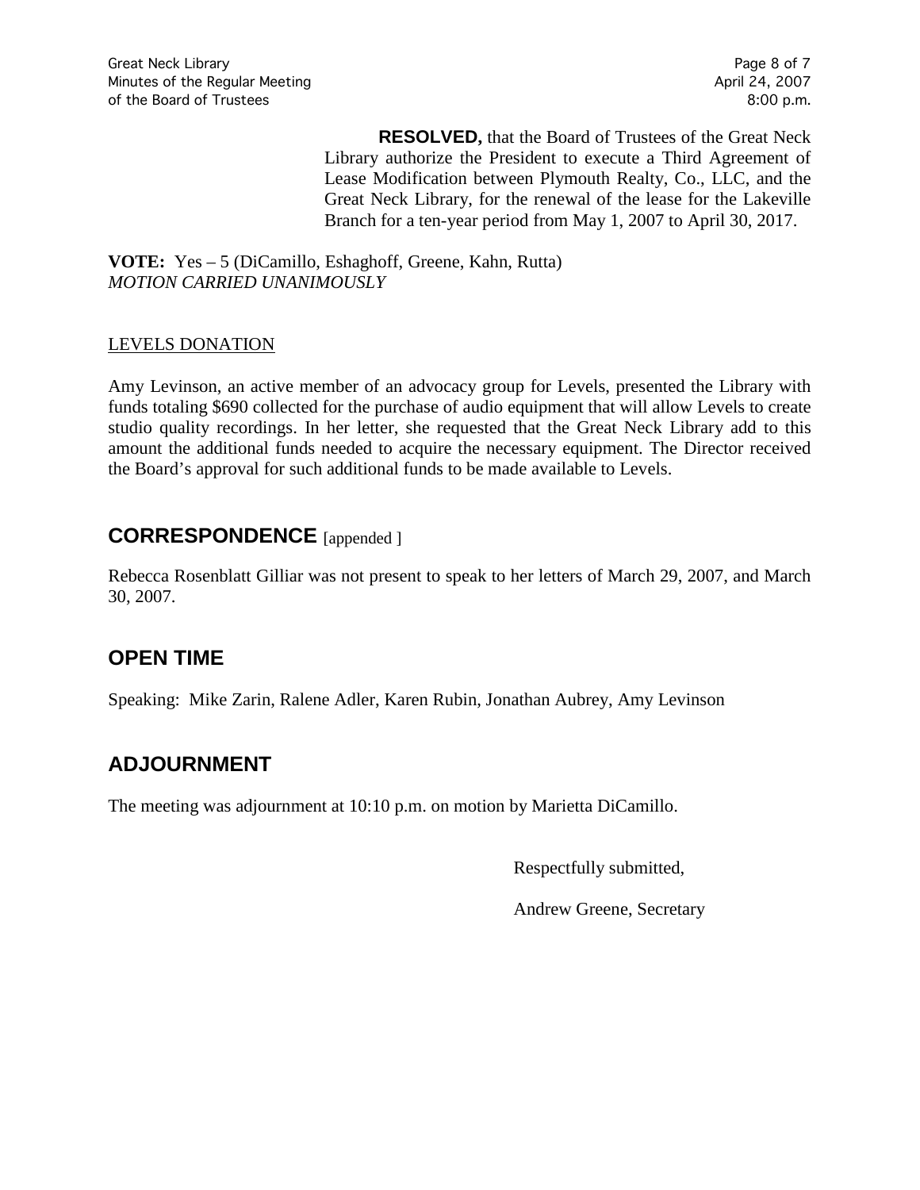**RESOLVED,** that the Board of Trustees of the Great Neck Library authorize the President to execute a Third Agreement of Lease Modification between Plymouth Realty, Co., LLC, and the Great Neck Library, for the renewal of the lease for the Lakeville Branch for a ten-year period from May 1, 2007 to April 30, 2017.

**VOTE:** Yes – 5 (DiCamillo, Eshaghoff, Greene, Kahn, Rutta)
*MOTION CARRIED UNANIMOUSLY*

LEVELS DONATION

Amy Levinson, an active member of an advocacy group for Levels, presented the Library with funds totaling $690 collected for the purchase of audio equipment that will allow Levels to create studio quality recordings. In her letter, she requested that the Great Neck Library add to this amount the additional funds needed to acquire the necessary equipment. The Director received the Board's approval for such additional funds to be made available to Levels.

## CORRESPONDENCE [appended ]

Rebecca Rosenblatt Gilliar was not present to speak to her letters of March 29, 2007, and March 30, 2007.

## OPEN TIME

Speaking: Mike Zarin, Ralene Adler, Karen Rubin, Jonathan Aubrey, Amy Levinson

## ADJOURNMENT

The meeting was adjournment at 10:10 p.m. on motion by Marietta DiCamillo.

Respectfully submitted,

Andrew Greene, Secretary